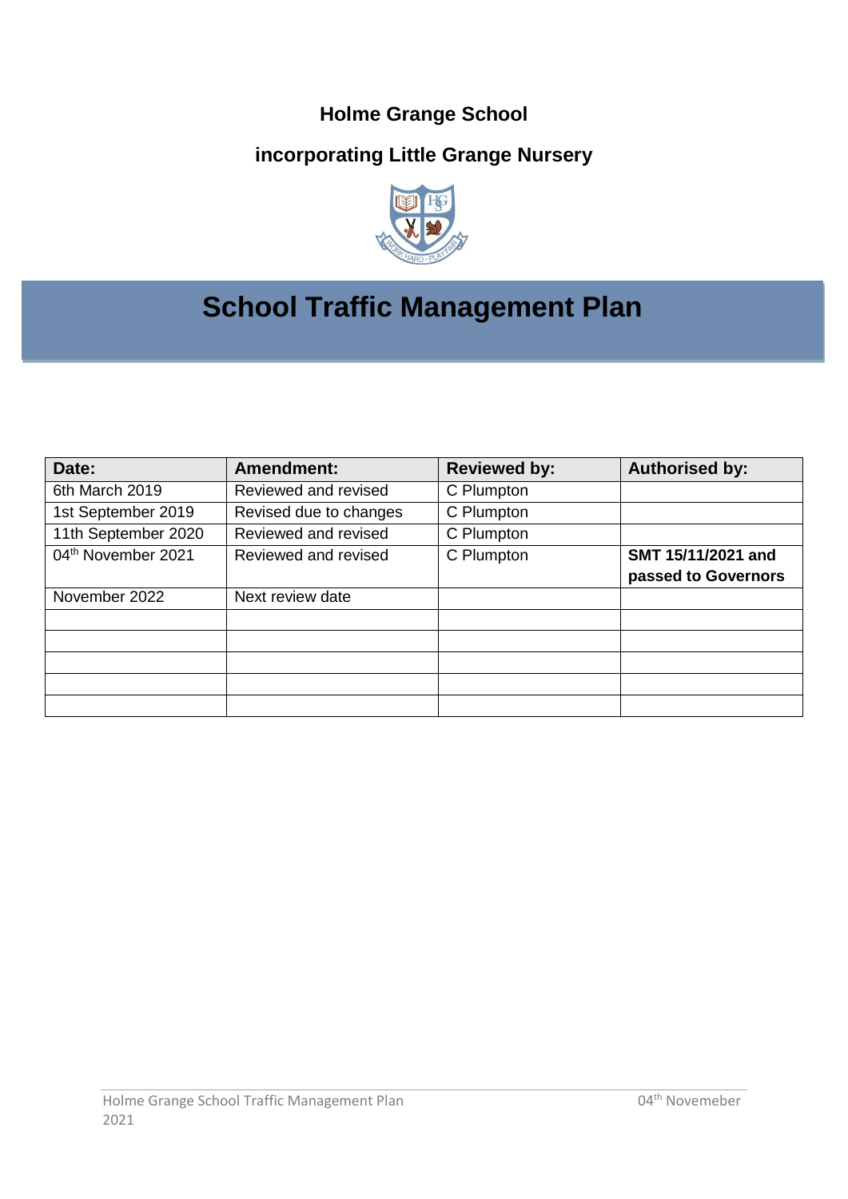**Holme Grange School**

**incorporating Little Grange Nursery**

# School Traffic Management Plan

| Date: | Amendment: | Reviewed by: | Authorised by: |
|---|---|---|---|
| 6th March 2019 | Reviewed and revised | C Plumpton | |
| 1st September 2019 | Revised due to changes | C Plumpton | |
| 11th September 2020 | Reviewed and revised | C Plumpton | |
| 04th November 2021 | Reviewed and revised | C Plumpton | **SMT 15/11/2021 and passed to Governors** |
| November 2022 | Next review date | | |
| | | | |
| | | | |
| | | | |
| | | | |
| | | | |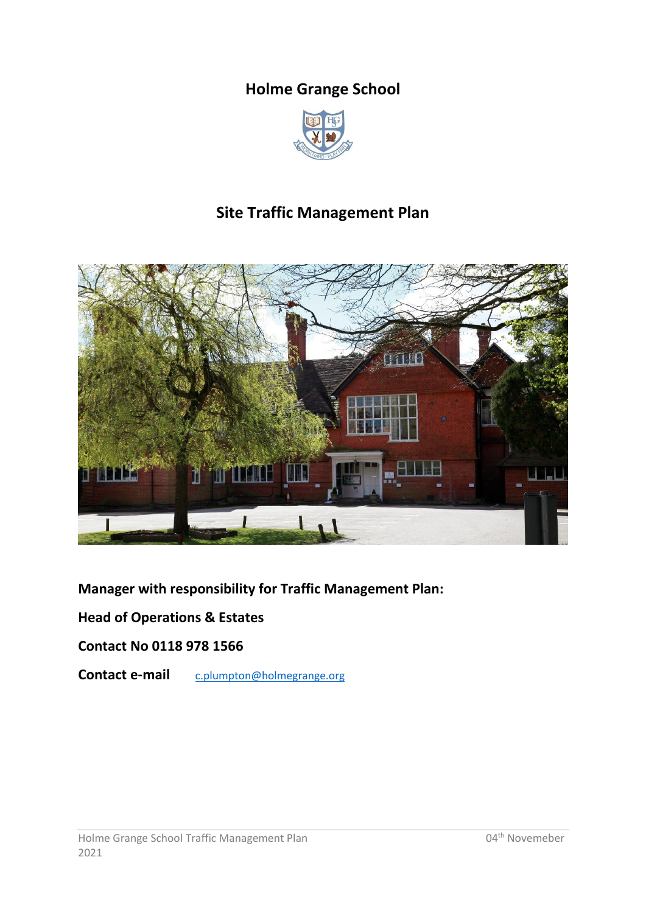# Holme Grange School

# Site Traffic Management Plan

**Manager with responsibility for Traffic Management Plan:**

**Head of Operations & Estates**

**Contact No 0118 978 1566**

**Contact e-mail** c.plumpton@holmegrange.org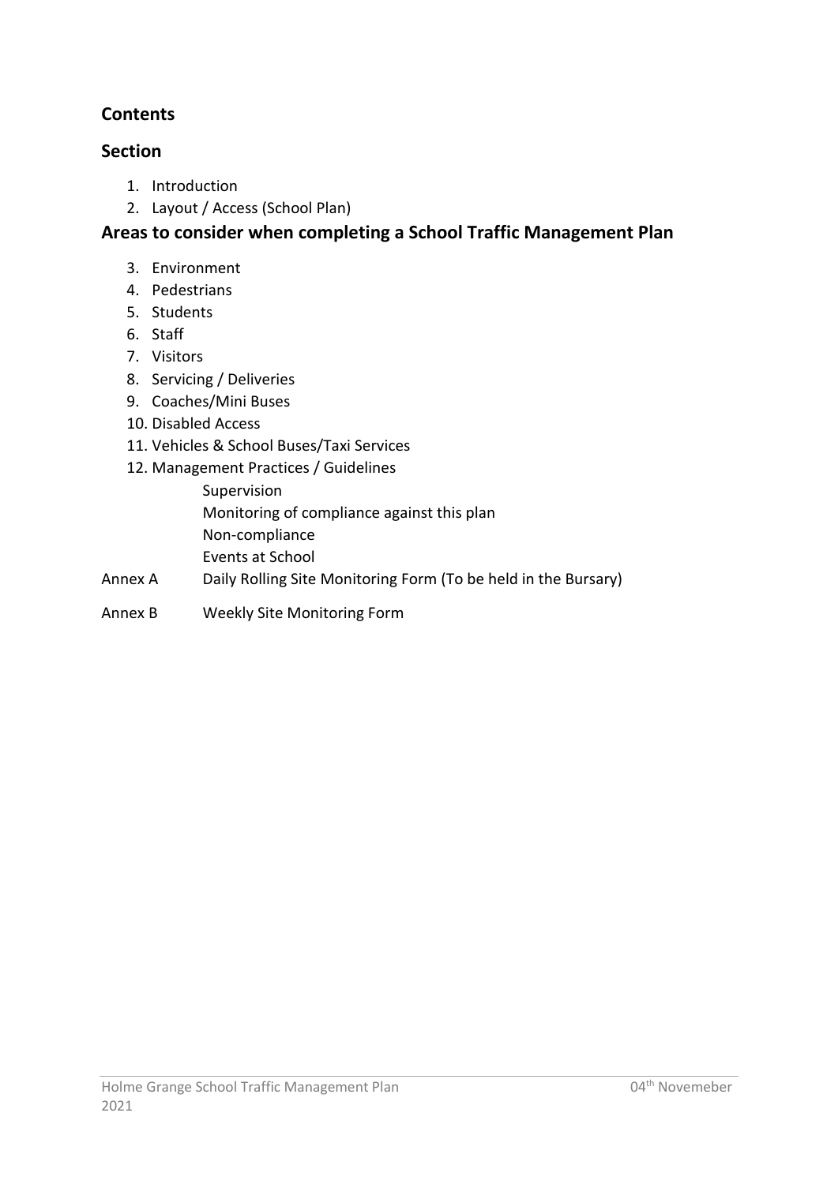## Contents

### Section

1. Introduction
2. Layout / Access (School Plan)

### Areas to consider when completing a School Traffic Management Plan

3. Environment
4. Pedestrians
5. Students
6. Staff
7. Visitors
8. Servicing / Deliveries
9. Coaches/Mini Buses
10. Disabled Access
11. Vehicles & School Buses/Taxi Services
12. Management Practices / Guidelines
    - Supervision
    - Monitoring of compliance against this plan
    - Non-compliance
    - Events at School

Annex A    Daily Rolling Site Monitoring Form (To be held in the Bursary)

Annex B    Weekly Site Monitoring Form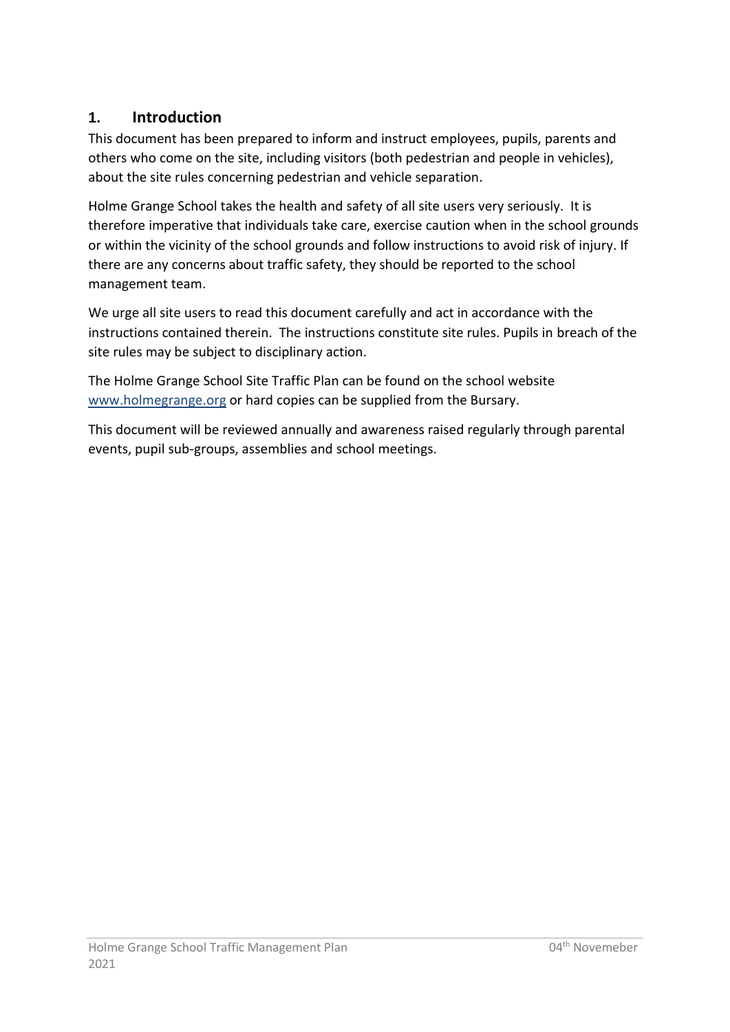## 1. Introduction

This document has been prepared to inform and instruct employees, pupils, parents and others who come on the site, including visitors (both pedestrian and people in vehicles), about the site rules concerning pedestrian and vehicle separation.

Holme Grange School takes the health and safety of all site users very seriously. It is therefore imperative that individuals take care, exercise caution when in the school grounds or within the vicinity of the school grounds and follow instructions to avoid risk of injury. If there are any concerns about traffic safety, they should be reported to the school management team.

We urge all site users to read this document carefully and act in accordance with the instructions contained therein. The instructions constitute site rules. Pupils in breach of the site rules may be subject to disciplinary action.

The Holme Grange School Site Traffic Plan can be found on the school website [www.holmegrange.org](http://www.holmegrange.org) or hard copies can be supplied from the Bursary.

This document will be reviewed annually and awareness raised regularly through parental events, pupil sub-groups, assemblies and school meetings.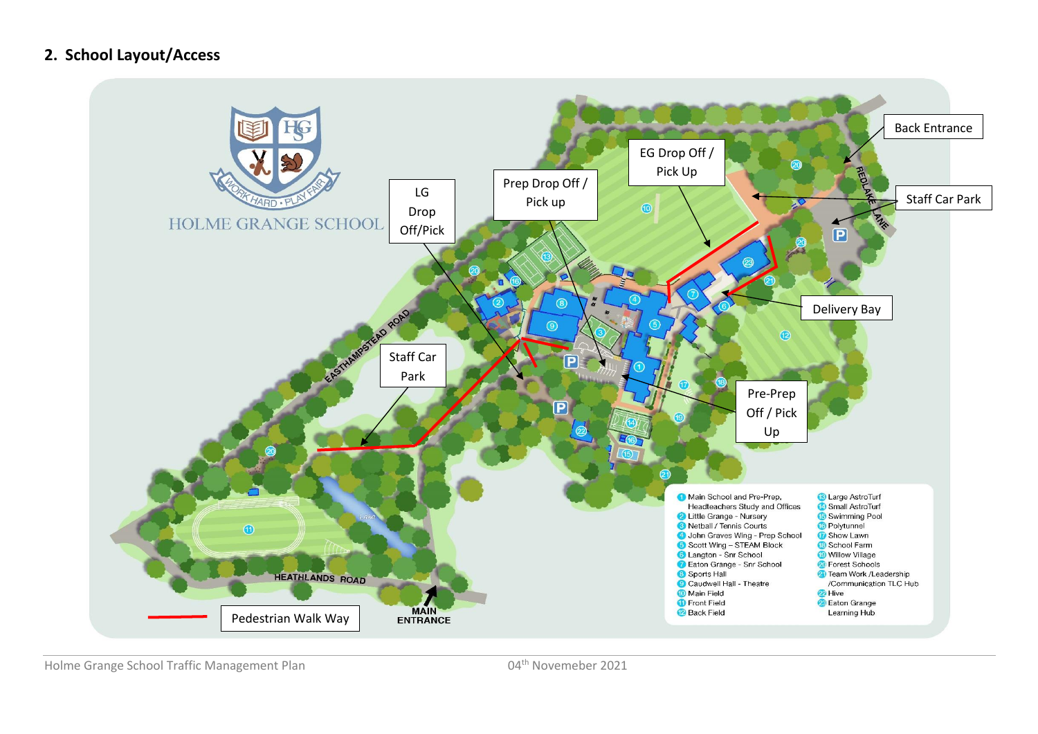## 2. School Layout/Access

HOLME GRANGE SCHOOL

WORK HARD • PLAY FAIR

LG Drop Off/Pick

Prep Drop Off / Pick up

EG Drop Off / Pick Up

Back Entrance

Staff Car Park

Delivery Bay

Staff Car Park

Pre-Prep Off / Pick Up

Pedestrian Walk Way

MAIN ENTRANCE

EASTHAMPSTEAD ROAD

HEATHLANDS ROAD

REDLAKE LANE

1. Main School and Pre-Prep, Headteachers Study and Offices
2. Little Grange - Nursery
3. Netball / Tennis Courts
4. John Graves Wing - Prep School
5. Scott Wing – STEAM Block
6. Langton - Snr School
7. Eaton Grange - Snr School
8. Sports Hall
9. Caudwell Hall - Theatre
10. Main Field
11. Front Field
12. Back Field
13. Large AstroTurf
14. Small AstroTurf
15. Swimming Pool
16. Polytunnel
17. Show Lawn
18. School Farm
19. Willow Village
20. Forest Schools
21. Team Work /Leadership /Communication TLC Hub
22. Hive
23. Eaton Grange Learning Hub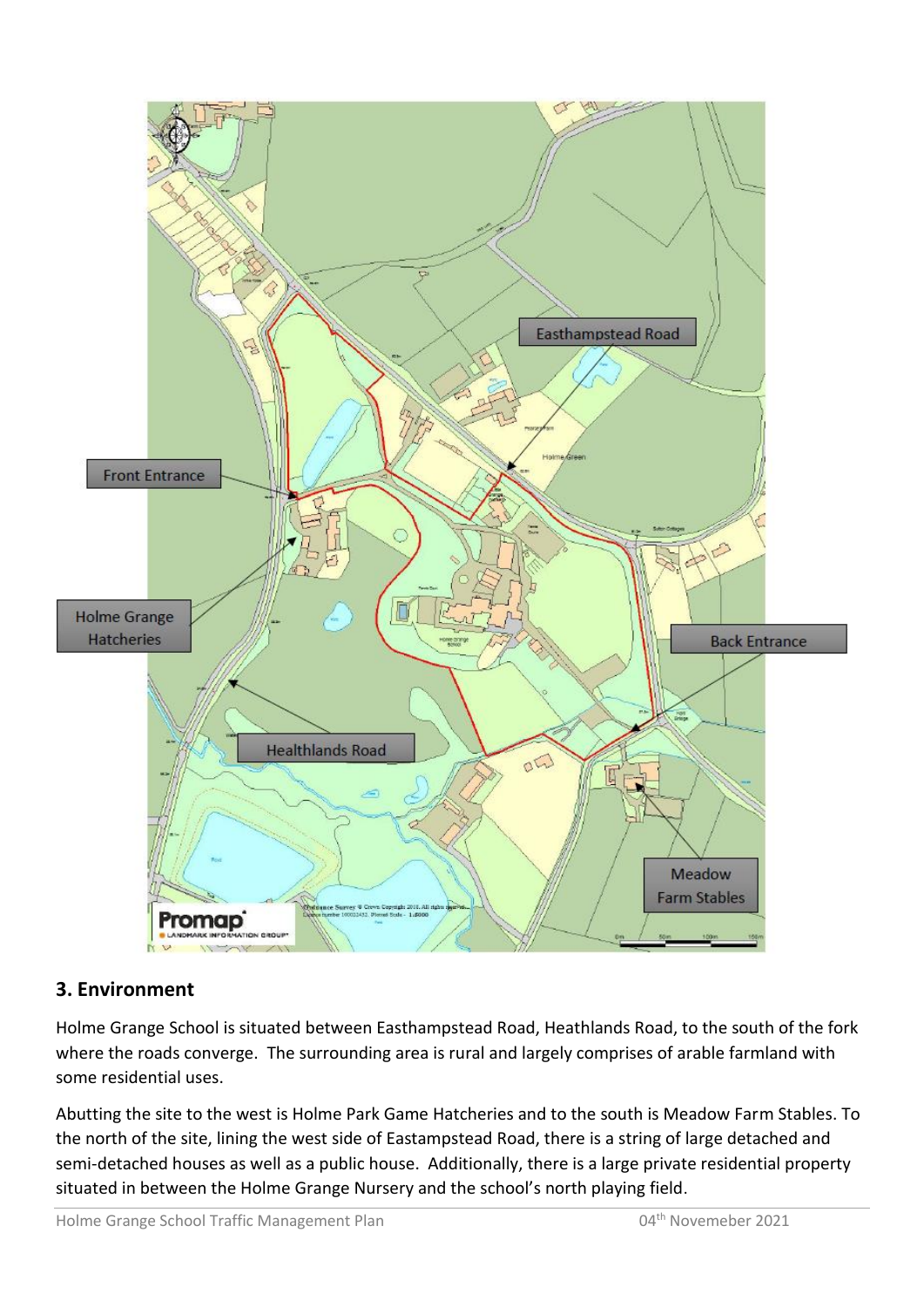## 3. Environment

Holme Grange School is situated between Easthampstead Road, Heathlands Road, to the south of the fork where the roads converge. The surrounding area is rural and largely comprises of arable farmland with some residential uses.

Abutting the site to the west is Holme Park Game Hatcheries and to the south is Meadow Farm Stables. To the north of the site, lining the west side of Eastampstead Road, there is a string of large detached and semi-detached houses as well as a public house. Additionally, there is a large private residential property situated in between the Holme Grange Nursery and the school's north playing field.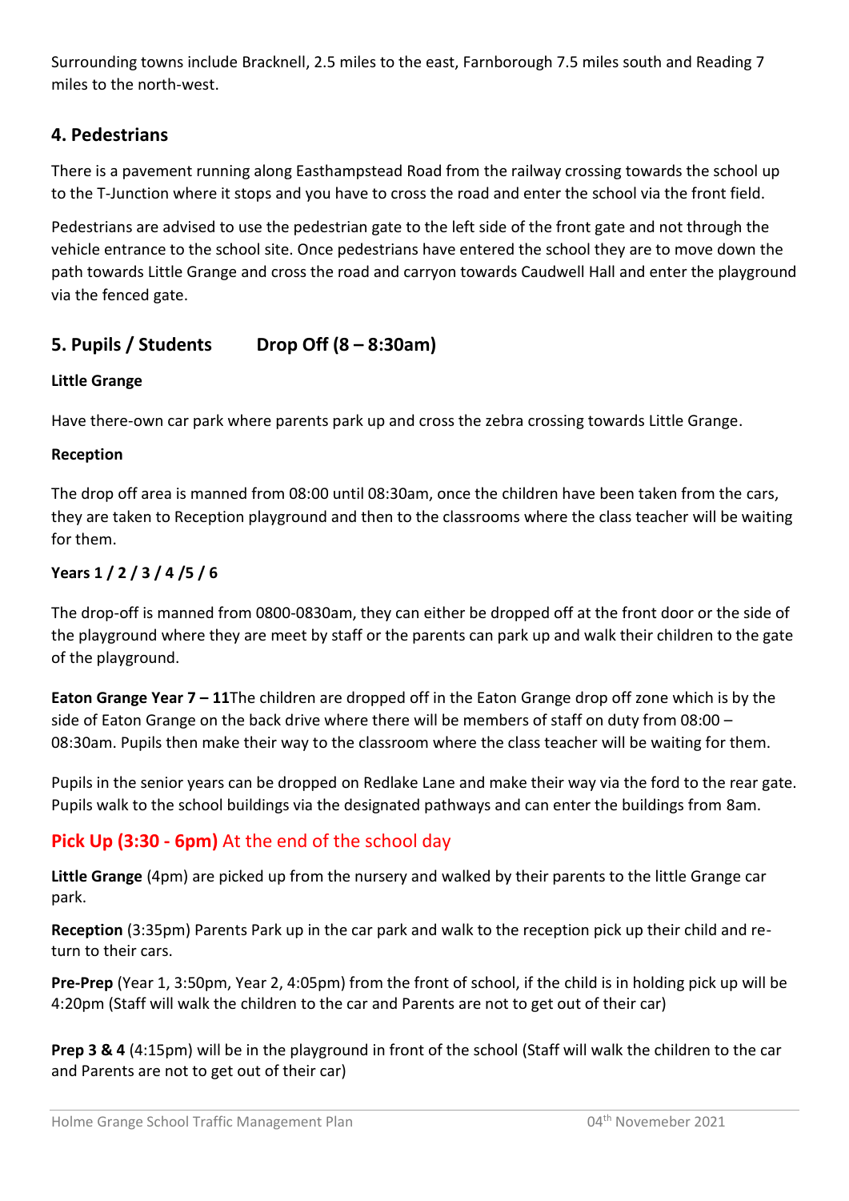Surrounding towns include Bracknell, 2.5 miles to the east, Farnborough 7.5 miles south and Reading 7 miles to the north-west.

## 4. Pedestrians

There is a pavement running along Easthampstead Road from the railway crossing towards the school up to the T-Junction where it stops and you have to cross the road and enter the school via the front field.

Pedestrians are advised to use the pedestrian gate to the left side of the front gate and not through the vehicle entrance to the school site. Once pedestrians have entered the school they are to move down the path towards Little Grange and cross the road and carryon towards Caudwell Hall and enter the playground via the fenced gate.

## 5. Pupils / Students    Drop Off (8 – 8:30am)

**Little Grange**

Have there-own car park where parents park up and cross the zebra crossing towards Little Grange.

**Reception**

The drop off area is manned from 08:00 until 08:30am, once the children have been taken from the cars, they are taken to Reception playground and then to the classrooms where the class teacher will be waiting for them.

**Years 1 / 2 / 3 / 4 /5 / 6**

The drop-off is manned from 0800-0830am, they can either be dropped off at the front door or the side of the playground where they are meet by staff or the parents can park up and walk their children to the gate of the playground.

**Eaton Grange Year 7 – 11**The children are dropped off in the Eaton Grange drop off zone which is by the side of Eaton Grange on the back drive where there will be members of staff on duty from 08:00 – 08:30am. Pupils then make their way to the classroom where the class teacher will be waiting for them.

Pupils in the senior years can be dropped on Redlake Lane and make their way via the ford to the rear gate. Pupils walk to the school buildings via the designated pathways and can enter the buildings from 8am.

## **Pick Up (3:30 - 6pm)** At the end of the school day

**Little Grange** (4pm) are picked up from the nursery and walked by their parents to the little Grange car park.

**Reception** (3:35pm) Parents Park up in the car park and walk to the reception pick up their child and return to their cars.

**Pre-Prep** (Year 1, 3:50pm, Year 2, 4:05pm) from the front of school, if the child is in holding pick up will be 4:20pm (Staff will walk the children to the car and Parents are not to get out of their car)

**Prep 3 & 4** (4:15pm) will be in the playground in front of the school (Staff will walk the children to the car and Parents are not to get out of their car)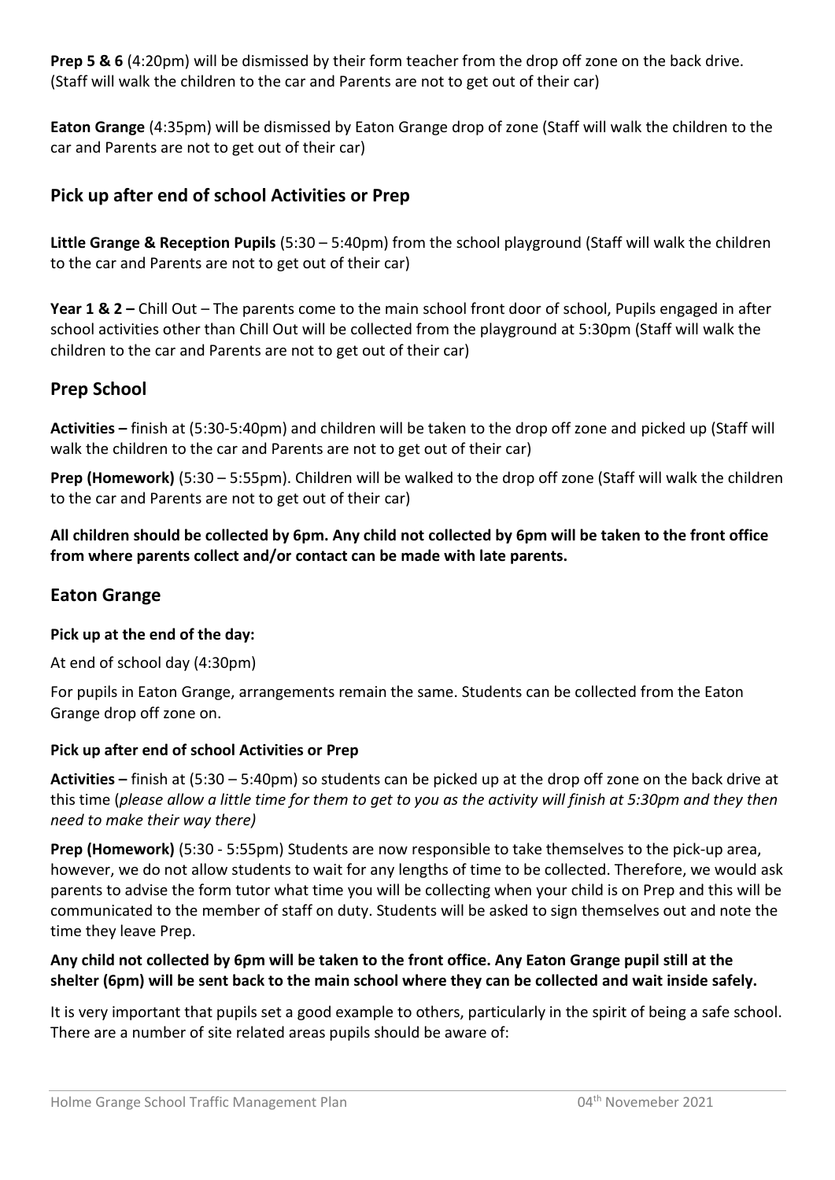**Prep 5 & 6** (4:20pm) will be dismissed by their form teacher from the drop off zone on the back drive. (Staff will walk the children to the car and Parents are not to get out of their car)

**Eaton Grange** (4:35pm) will be dismissed by Eaton Grange drop of zone (Staff will walk the children to the car and Parents are not to get out of their car)

## Pick up after end of school Activities or Prep

**Little Grange & Reception Pupils** (5:30 – 5:40pm) from the school playground (Staff will walk the children to the car and Parents are not to get out of their car)

**Year 1 & 2 –** Chill Out – The parents come to the main school front door of school, Pupils engaged in after school activities other than Chill Out will be collected from the playground at 5:30pm (Staff will walk the children to the car and Parents are not to get out of their car)

## Prep School

**Activities –** finish at (5:30-5:40pm) and children will be taken to the drop off zone and picked up (Staff will walk the children to the car and Parents are not to get out of their car)

**Prep (Homework)** (5:30 – 5:55pm). Children will be walked to the drop off zone (Staff will walk the children to the car and Parents are not to get out of their car)

**All children should be collected by 6pm. Any child not collected by 6pm will be taken to the front office from where parents collect and/or contact can be made with late parents.**

## Eaton Grange

**Pick up at the end of the day:**

At end of school day (4:30pm)

For pupils in Eaton Grange, arrangements remain the same. Students can be collected from the Eaton Grange drop off zone on.

**Pick up after end of school Activities or Prep**

**Activities –** finish at (5:30 – 5:40pm) so students can be picked up at the drop off zone on the back drive at this time (*please allow a little time for them to get to you as the activity will finish at 5:30pm and they then need to make their way there)*

**Prep (Homework)** (5:30 - 5:55pm) Students are now responsible to take themselves to the pick-up area, however, we do not allow students to wait for any lengths of time to be collected. Therefore, we would ask parents to advise the form tutor what time you will be collecting when your child is on Prep and this will be communicated to the member of staff on duty. Students will be asked to sign themselves out and note the time they leave Prep.

**Any child not collected by 6pm will be taken to the front office. Any Eaton Grange pupil still at the shelter (6pm) will be sent back to the main school where they can be collected and wait inside safely.**

It is very important that pupils set a good example to others, particularly in the spirit of being a safe school. There are a number of site related areas pupils should be aware of: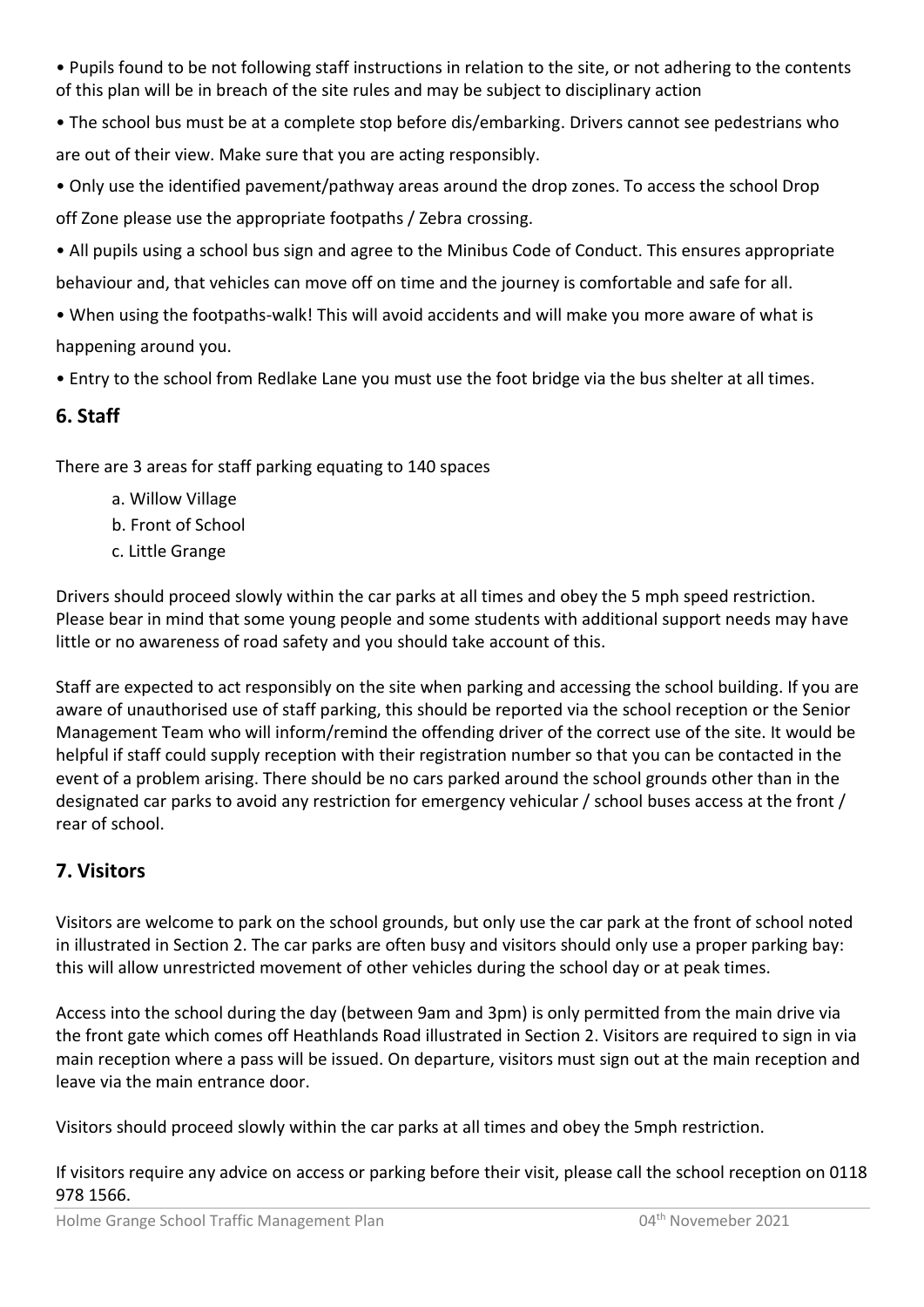- Pupils found to be not following staff instructions in relation to the site, or not adhering to the contents of this plan will be in breach of the site rules and may be subject to disciplinary action
- The school bus must be at a complete stop before dis/embarking. Drivers cannot see pedestrians who are out of their view. Make sure that you are acting responsibly.
- Only use the identified pavement/pathway areas around the drop zones. To access the school Drop off Zone please use the appropriate footpaths / Zebra crossing.
- All pupils using a school bus sign and agree to the Minibus Code of Conduct. This ensures appropriate behaviour and, that vehicles can move off on time and the journey is comfortable and safe for all.
- When using the footpaths-walk! This will avoid accidents and will make you more aware of what is happening around you.
- Entry to the school from Redlake Lane you must use the foot bridge via the bus shelter at all times.

## 6. Staff

There are 3 areas for staff parking equating to 140 spaces

a. Willow Village
b. Front of School
c. Little Grange

Drivers should proceed slowly within the car parks at all times and obey the 5 mph speed restriction. Please bear in mind that some young people and some students with additional support needs may have little or no awareness of road safety and you should take account of this.

Staff are expected to act responsibly on the site when parking and accessing the school building. If you are aware of unauthorised use of staff parking, this should be reported via the school reception or the Senior Management Team who will inform/remind the offending driver of the correct use of the site. It would be helpful if staff could supply reception with their registration number so that you can be contacted in the event of a problem arising. There should be no cars parked around the school grounds other than in the designated car parks to avoid any restriction for emergency vehicular / school buses access at the front / rear of school.

## 7. Visitors

Visitors are welcome to park on the school grounds, but only use the car park at the front of school noted in illustrated in Section 2. The car parks are often busy and visitors should only use a proper parking bay: this will allow unrestricted movement of other vehicles during the school day or at peak times.

Access into the school during the day (between 9am and 3pm) is only permitted from the main drive via the front gate which comes off Heathlands Road illustrated in Section 2. Visitors are required to sign in via main reception where a pass will be issued. On departure, visitors must sign out at the main reception and leave via the main entrance door.

Visitors should proceed slowly within the car parks at all times and obey the 5mph restriction.

If visitors require any advice on access or parking before their visit, please call the school reception on 0118 978 1566.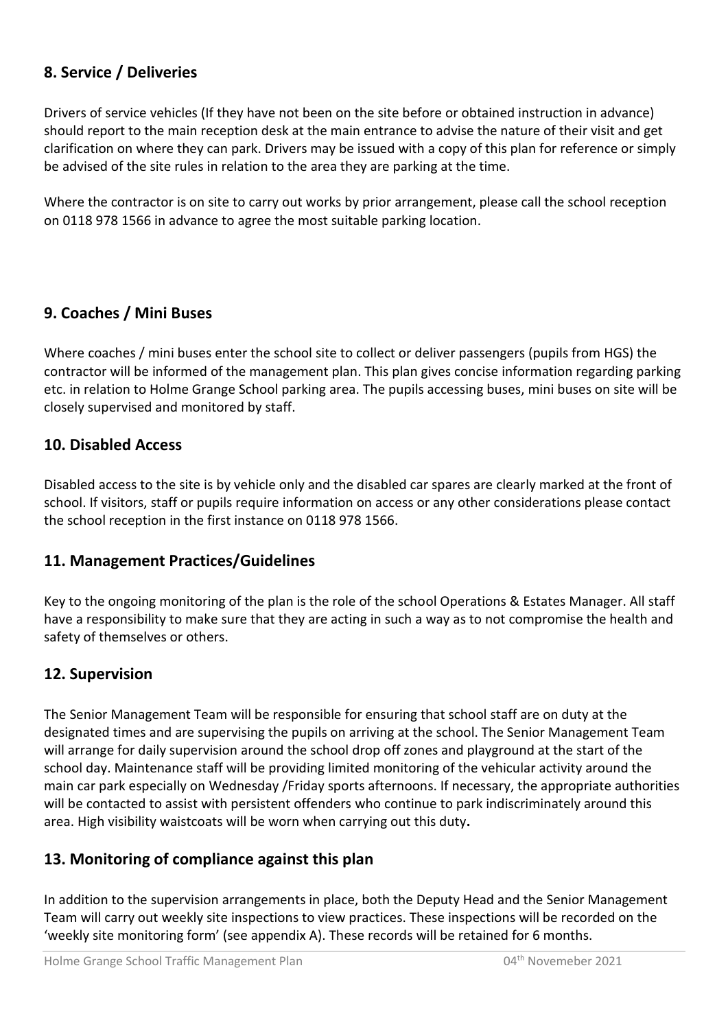## 8. Service / Deliveries

Drivers of service vehicles (If they have not been on the site before or obtained instruction in advance) should report to the main reception desk at the main entrance to advise the nature of their visit and get clarification on where they can park. Drivers may be issued with a copy of this plan for reference or simply be advised of the site rules in relation to the area they are parking at the time.

Where the contractor is on site to carry out works by prior arrangement, please call the school reception on 0118 978 1566 in advance to agree the most suitable parking location.

## 9. Coaches / Mini Buses

Where coaches / mini buses enter the school site to collect or deliver passengers (pupils from HGS) the contractor will be informed of the management plan. This plan gives concise information regarding parking etc. in relation to Holme Grange School parking area. The pupils accessing buses, mini buses on site will be closely supervised and monitored by staff.

## 10. Disabled Access

Disabled access to the site is by vehicle only and the disabled car spares are clearly marked at the front of school. If visitors, staff or pupils require information on access or any other considerations please contact the school reception in the first instance on 0118 978 1566.

## 11. Management Practices/Guidelines

Key to the ongoing monitoring of the plan is the role of the school Operations & Estates Manager. All staff have a responsibility to make sure that they are acting in such a way as to not compromise the health and safety of themselves or others.

## 12. Supervision

The Senior Management Team will be responsible for ensuring that school staff are on duty at the designated times and are supervising the pupils on arriving at the school. The Senior Management Team will arrange for daily supervision around the school drop off zones and playground at the start of the school day. Maintenance staff will be providing limited monitoring of the vehicular activity around the main car park especially on Wednesday /Friday sports afternoons. If necessary, the appropriate authorities will be contacted to assist with persistent offenders who continue to park indiscriminately around this area. High visibility waistcoats will be worn when carrying out this duty**.**

## 13. Monitoring of compliance against this plan

In addition to the supervision arrangements in place, both the Deputy Head and the Senior Management Team will carry out weekly site inspections to view practices. These inspections will be recorded on the 'weekly site monitoring form' (see appendix A). These records will be retained for 6 months.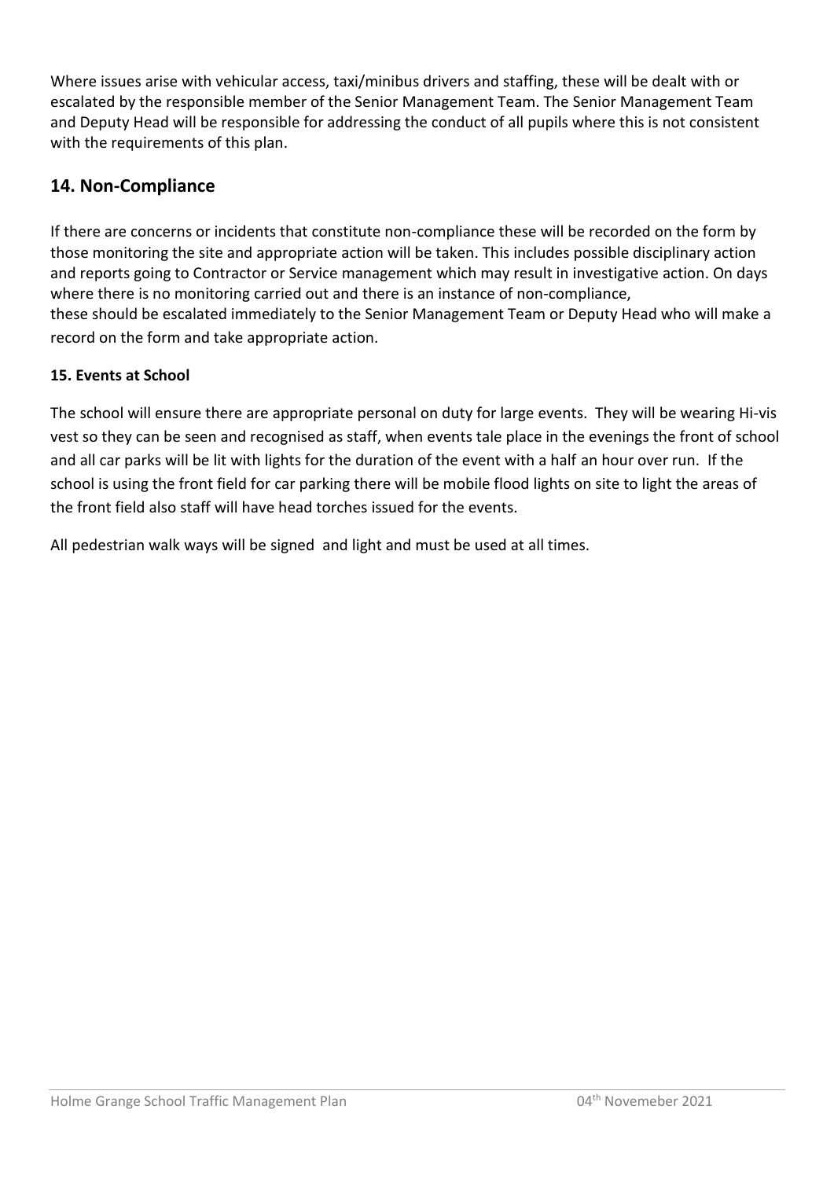Where issues arise with vehicular access, taxi/minibus drivers and staffing, these will be dealt with or escalated by the responsible member of the Senior Management Team. The Senior Management Team and Deputy Head will be responsible for addressing the conduct of all pupils where this is not consistent with the requirements of this plan.

## 14. Non-Compliance

If there are concerns or incidents that constitute non-compliance these will be recorded on the form by those monitoring the site and appropriate action will be taken. This includes possible disciplinary action and reports going to Contractor or Service management which may result in investigative action. On days where there is no monitoring carried out and there is an instance of non-compliance, these should be escalated immediately to the Senior Management Team or Deputy Head who will make a record on the form and take appropriate action.

**15. Events at School**

The school will ensure there are appropriate personal on duty for large events. They will be wearing Hi-vis vest so they can be seen and recognised as staff, when events tale place in the evenings the front of school and all car parks will be lit with lights for the duration of the event with a half an hour over run. If the school is using the front field for car parking there will be mobile flood lights on site to light the areas of the front field also staff will have head torches issued for the events.

All pedestrian walk ways will be signed and light and must be used at all times.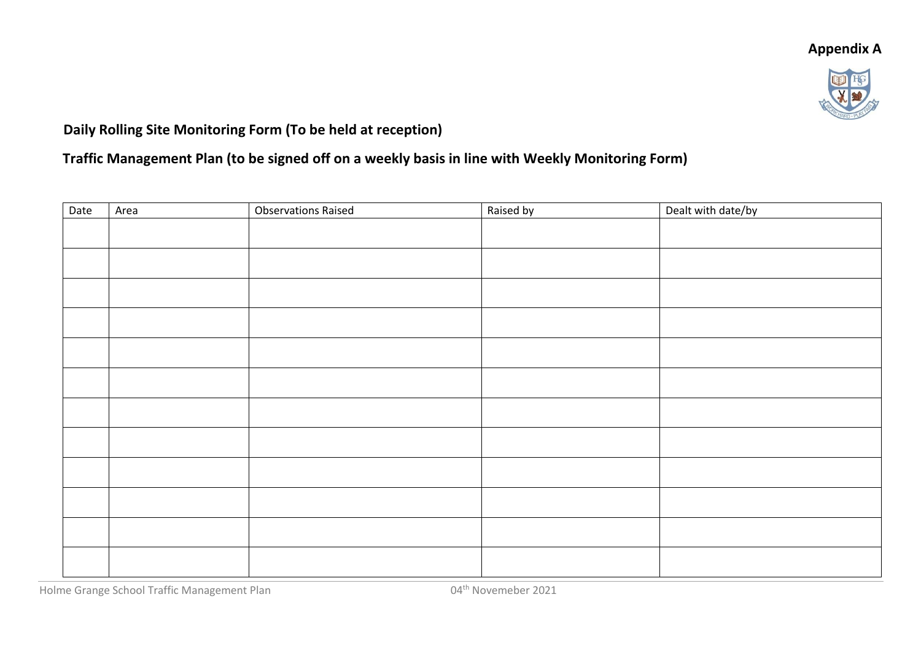**Appendix A**

**Daily Rolling Site Monitoring Form (To be held at reception)**

**Traffic Management Plan (to be signed off on a weekly basis in line with Weekly Monitoring Form)**

| Date | Area | Observations Raised | Raised by | Dealt with date/by |
|---|---|---|---|---|
| | | | | |
| | | | | |
| | | | | |
| | | | | |
| | | | | |
| | | | | |
| | | | | |
| | | | | |
| | | | | |
| | | | | |
| | | | | |
| | | | | |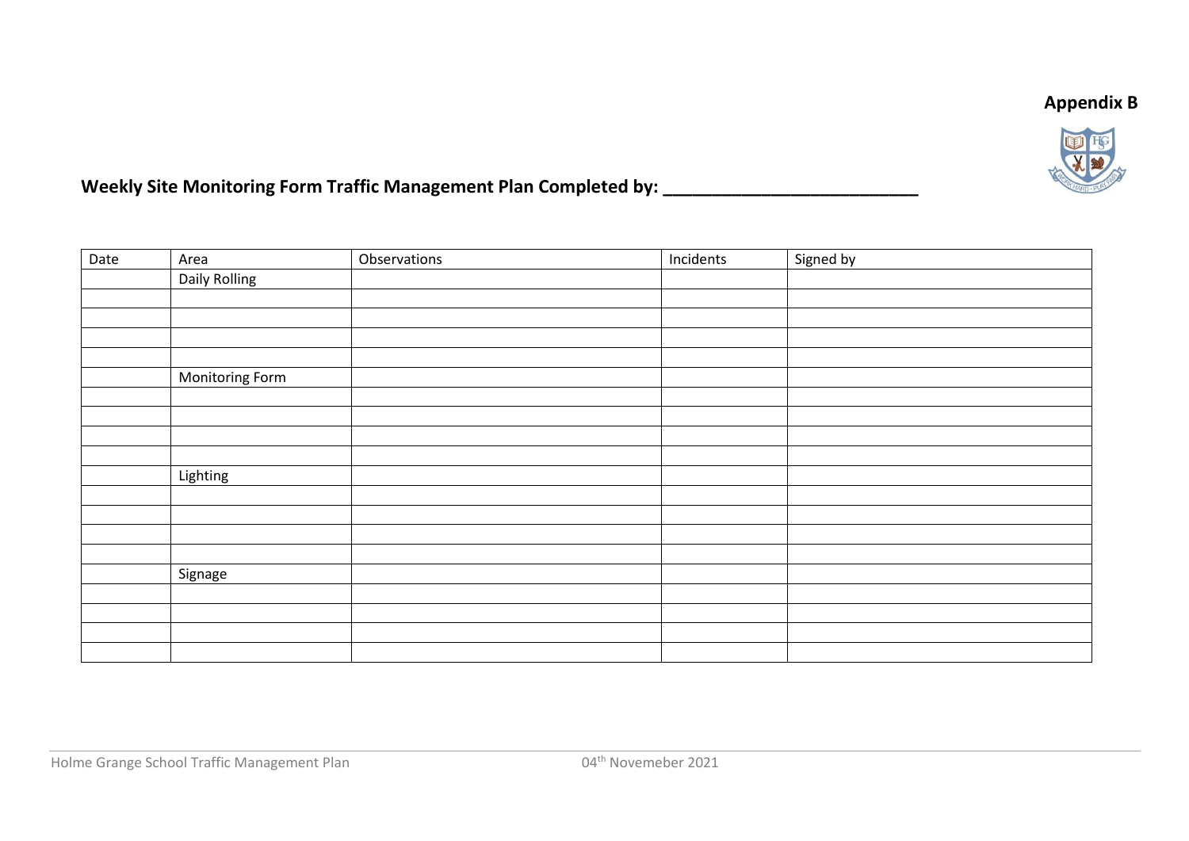**Appendix B**

## Weekly Site Monitoring Form Traffic Management Plan Completed by: ________________________

| Date | Area | Observations | Incidents | Signed by |
|---|---|---|---|---|
| | Daily Rolling | | | |
| | | | | |
| | | | | |
| | | | | |
| | | | | |
| | Monitoring Form | | | |
| | | | | |
| | | | | |
| | | | | |
| | | | | |
| | Lighting | | | |
| | | | | |
| | | | | |
| | | | | |
| | | | | |
| | Signage | | | |
| | | | | |
| | | | | |
| | | | | |
| | | | | |